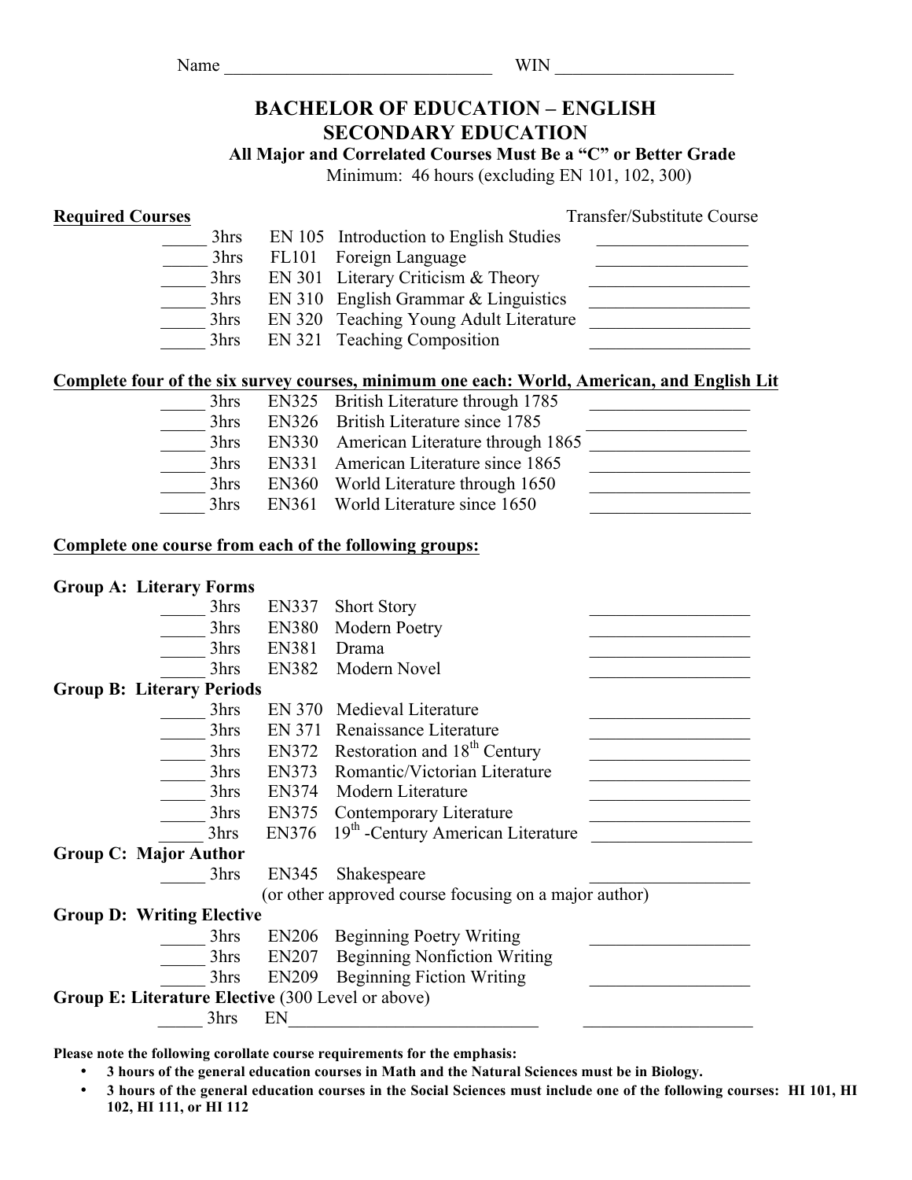Name ______________________________ WIN ____________________

# BACHELOR OF EDUCATION – ENGLISH
# SECONDARY EDUCATION

**All Major and Correlated Courses Must Be a "C" or Better Grade**

Minimum: 46 hours (excluding EN 101, 102, 300)

| **Required Courses** | | | | Transfer/Substitute Course |
|---|---|---|---|---|
| _____ | 3hrs | EN 105 | Introduction to English Studies | ________________ |
| _____ | 3hrs | FL101 | Foreign Language | ________________ |
| _____ | 3hrs | EN 301 | Literary Criticism & Theory | ________________ |
| _____ | 3hrs | EN 310 | English Grammar & Linguistics | ________________ |
| _____ | 3hrs | EN 320 | Teaching Young Adult Literature | ________________ |
| _____ | 3hrs | EN 321 | Teaching Composition | ________________ |

**Complete four of the six survey courses, minimum one each: World, American, and English Lit**

| | | | | |
|---|---|---|---|---|
| _____ | 3hrs | EN325 | British Literature through 1785 | ________________ |
| _____ | 3hrs | EN326 | British Literature since 1785 | ________________ |
| _____ | 3hrs | EN330 | American Literature through 1865 | ________________ |
| _____ | 3hrs | EN331 | American Literature since 1865 | ________________ |
| _____ | 3hrs | EN360 | World Literature through 1650 | ________________ |
| _____ | 3hrs | EN361 | World Literature since 1650 | ________________ |

**Complete one course from each of the following groups:**

**Group A: Literary Forms**

| | | | | |
|---|---|---|---|---|
| _____ | 3hrs | EN337 | Short Story | ________________ |
| _____ | 3hrs | EN380 | Modern Poetry | ________________ |
| _____ | 3hrs | EN381 | Drama | ________________ |
| _____ | 3hrs | EN382 | Modern Novel | ________________ |

**Group B: Literary Periods**

| | | | | |
|---|---|---|---|---|
| _____ | 3hrs | EN 370 | Medieval Literature | ________________ |
| _____ | 3hrs | EN 371 | Renaissance Literature | ________________ |
| _____ | 3hrs | EN372 | Restoration and 18th Century | ________________ |
| _____ | 3hrs | EN373 | Romantic/Victorian Literature | ________________ |
| _____ | 3hrs | EN374 | Modern Literature | ________________ |
| _____ | 3hrs | EN375 | Contemporary Literature | ________________ |
| _____ | 3hrs | EN376 | 19th -Century American Literature | ________________ |

**Group C: Major Author**

| | | | | |
|---|---|---|---|---|
| _____ | 3hrs | EN345 | Shakespeare | ________________ |

(or other approved course focusing on a major author)

**Group D: Writing Elective**

| | | | | |
|---|---|---|---|---|
| _____ | 3hrs | EN206 | Beginning Poetry Writing | ________________ |
| _____ | 3hrs | EN207 | Beginning Nonfiction Writing | ________________ |
| _____ | 3hrs | EN209 | Beginning Fiction Writing | ________________ |

**Group E: Literature Elective** (300 Level or above)

_____ 3hrs EN____________________________ ____________________

**Please note the following corollate course requirements for the emphasis:**

- **3 hours of the general education courses in Math and the Natural Sciences must be in Biology.**
- **3 hours of the general education courses in the Social Sciences must include one of the following courses: HI 101, HI 102, HI 111, or HI 112**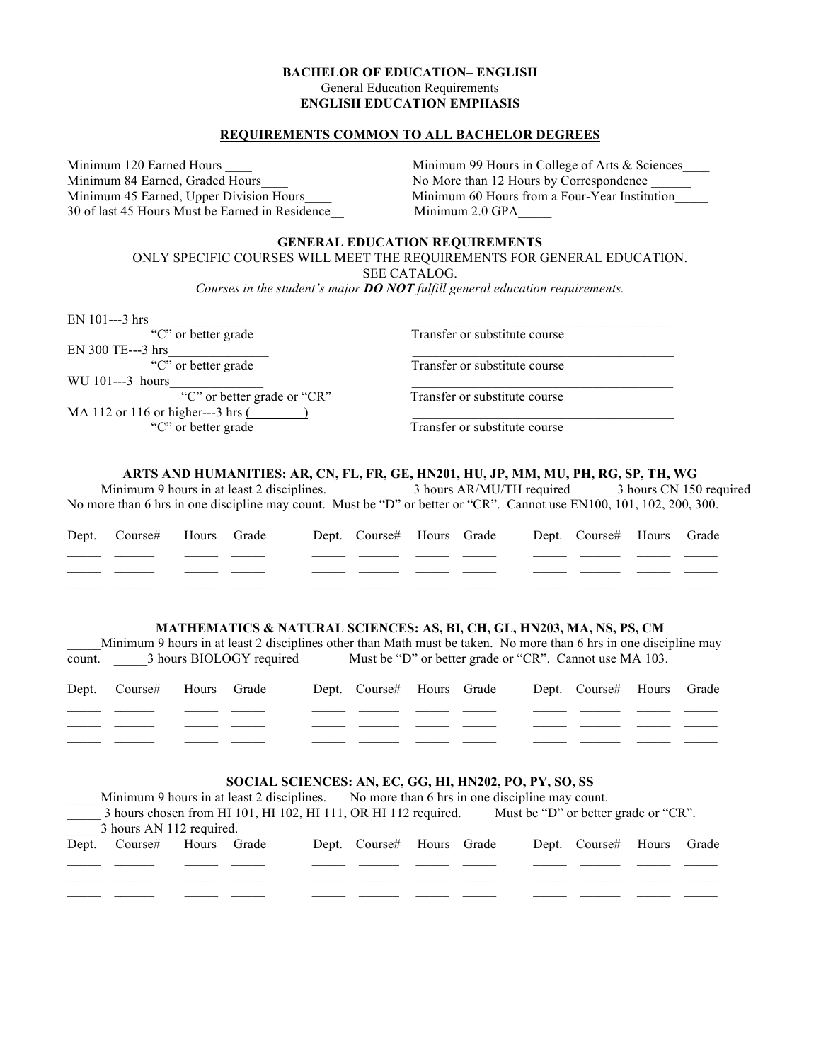**BACHELOR OF EDUCATION– ENGLISH**
General Education Requirements
**ENGLISH EDUCATION EMPHASIS**

## REQUIREMENTS COMMON TO ALL BACHELOR DEGREES

Minimum 120 Earned Hours ____
Minimum 84 Earned, Graded Hours____
Minimum 45 Earned, Upper Division Hours____
30 of last 45 Hours Must be Earned in Residence__
Minimum 99 Hours in College of Arts & Sciences____
No More than 12 Hours by Correspondence ______
Minimum 60 Hours from a Four-Year Institution_____
Minimum 2.0 GPA_____

## GENERAL EDUCATION REQUIREMENTS

ONLY SPECIFIC COURSES WILL MEET THE REQUIREMENTS FOR GENERAL EDUCATION.
SEE CATALOG.
*Courses in the student's major **DO NOT** fulfill general education requirements.*

EN 101---3 hrs_______________
"C" or better grade
_______________________________________
Transfer or substitute course

EN 300 TE---3 hrs_______________
"C" or better grade
_______________________________________
Transfer or substitute course

WU 101---3 hours______________
"C" or better grade or "CR"
_______________________________________
Transfer or substitute course

MA 112 or 116 or higher---3 hrs (________)
"C" or better grade
_______________________________________
Transfer or substitute course

### ARTS AND HUMANITIES: AR, CN, FL, FR, GE, HN201, HU, JP, MM, MU, PH, RG, SP, TH, WG

_____Minimum 9 hours in at least 2 disciplines. _____3 hours AR/MU/TH required _____3 hours CN 150 required
No more than 6 hrs in one discipline may count. Must be "D" or better or "CR". Cannot use EN100, 101, 102, 200, 300.

| Dept. | Course# | Hours | Grade | Dept. | Course# | Hours | Grade | Dept. | Course# | Hours | Grade |
|---|---|---|---|---|---|---|---|---|---|---|---|
| | | | | | | | | | | | |
| | | | | | | | | | | | |
| | | | | | | | | | | | |

### MATHEMATICS & NATURAL SCIENCES: AS, BI, CH, GL, HN203, MA, NS, PS, CM

_____Minimum 9 hours in at least 2 disciplines other than Math must be taken. No more than 6 hrs in one discipline may count. _____3 hours BIOLOGY required Must be "D" or better grade or "CR". Cannot use MA 103.

| Dept. | Course# | Hours | Grade | Dept. | Course# | Hours | Grade | Dept. | Course# | Hours | Grade |
|---|---|---|---|---|---|---|---|---|---|---|---|
| | | | | | | | | | | | |
| | | | | | | | | | | | |
| | | | | | | | | | | | |

### SOCIAL SCIENCES: AN, EC, GG, HI, HN202, PO, PY, SO, SS

_____Minimum 9 hours in at least 2 disciplines. No more than 6 hrs in one discipline may count.
_____ 3 hours chosen from HI 101, HI 102, HI 111, OR HI 112 required. Must be "D" or better grade or "CR".
_____3 hours AN 112 required.

| Dept. | Course# | Hours | Grade | Dept. | Course# | Hours | Grade | Dept. | Course# | Hours | Grade |
|---|---|---|---|---|---|---|---|---|---|---|---|
| | | | | | | | | | | | |
| | | | | | | | | | | | |
| | | | | | | | | | | | |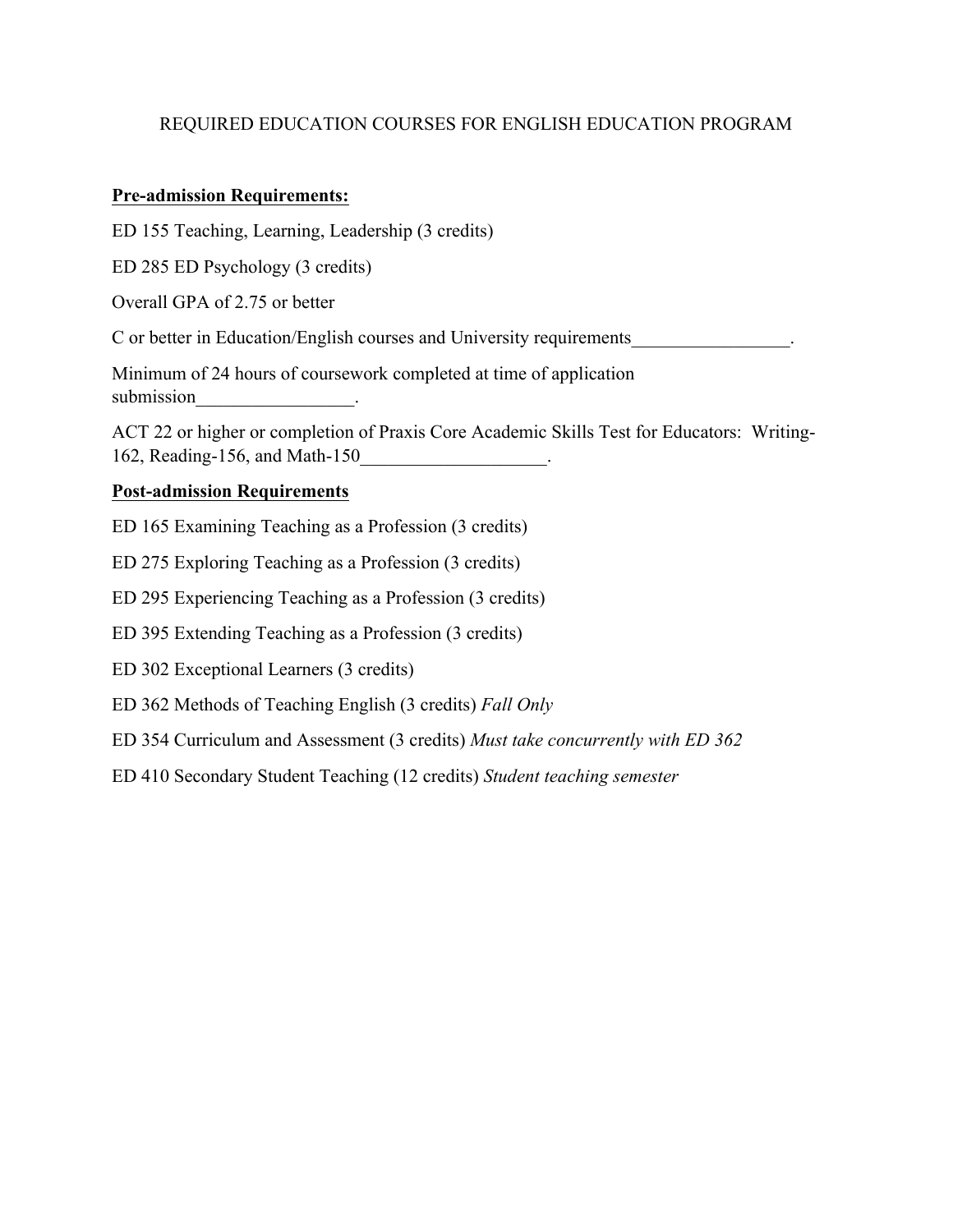REQUIRED EDUCATION COURSES FOR ENGLISH EDUCATION PROGRAM

**<u>Pre-admission Requirements:</u>**

ED 155 Teaching, Learning, Leadership (3 credits)

ED 285 ED Psychology (3 credits)

Overall GPA of 2.75 or better

C or better in Education/English courses and University requirements_________________.

Minimum of 24 hours of coursework completed at time of application submission_________________.

ACT 22 or higher or completion of Praxis Core Academic Skills Test for Educators: Writing-162, Reading-156, and Math-150____________________.

**<u>Post-admission Requirements</u>**

ED 165 Examining Teaching as a Profession (3 credits)

ED 275 Exploring Teaching as a Profession (3 credits)

ED 295 Experiencing Teaching as a Profession (3 credits)

ED 395 Extending Teaching as a Profession (3 credits)

ED 302 Exceptional Learners (3 credits)

ED 362 Methods of Teaching English (3 credits) *Fall Only*

ED 354 Curriculum and Assessment (3 credits) *Must take concurrently with ED 362*

ED 410 Secondary Student Teaching (12 credits) *Student teaching semester*